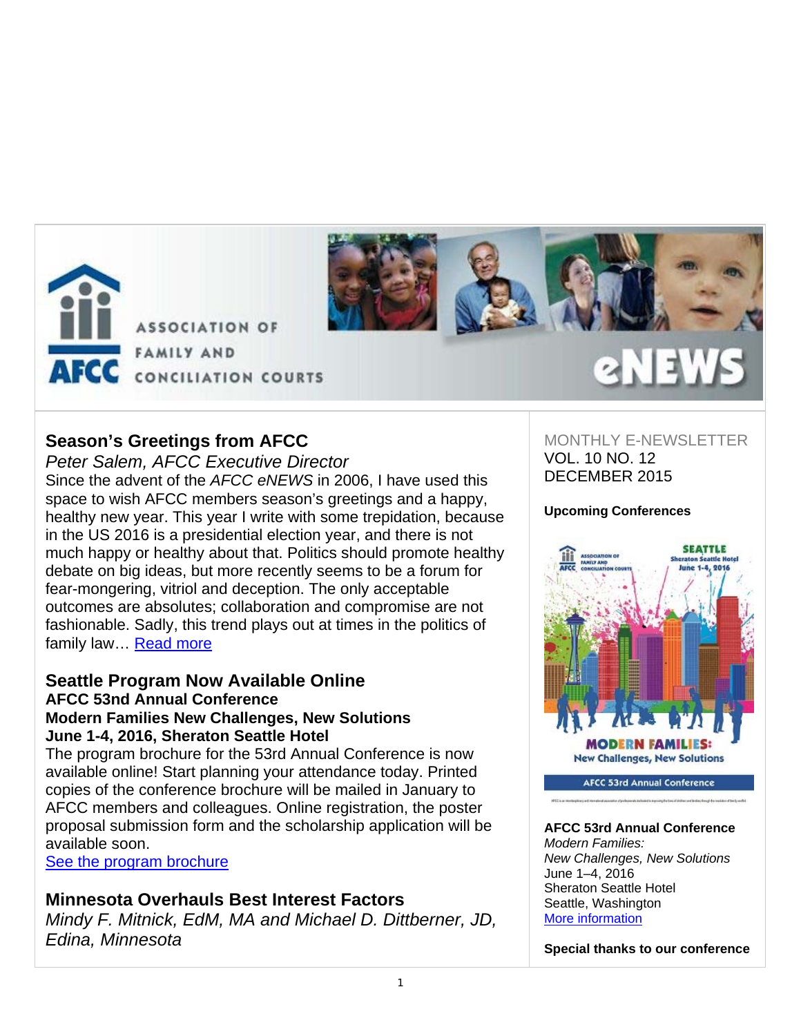# Season's Greetings from AFCC

*Peter Salem, AFCC Executive Director*

Since the advent of the *AFCC eNEWS* in 2006, I have used this space to wish AFCC members season's greetings and a happy, healthy new year. This year I write with some trepidation, because in the US 2016 is a presidential election year, and there is not much happy or healthy about that. Politics should promote healthy debate on big ideas, but more recently seems to be a forum for fear-mongering, vitriol and deception. The only acceptable outcomes are absolutes; collaboration and compromise are not fashionable. Sadly, this trend plays out at times in the politics of family law… [Read more]

## Seattle Program Now Available Online

**AFCC 53nd Annual Conference**
**Modern Families New Challenges, New Solutions**
**June 1-4, 2016, Sheraton Seattle Hotel**

The program brochure for the 53rd Annual Conference is now available online! Start planning your attendance today. Printed copies of the conference brochure will be mailed in January to AFCC members and colleagues. Online registration, the poster proposal submission form and the scholarship application will be available soon.

[See the program brochure]

## Minnesota Overhauls Best Interest Factors

*Mindy F. Mitnick, EdM, MA and Michael D. Dittberner, JD, Edina, Minnesota*

MONTHLY E-NEWSLETTER
VOL. 10 NO. 12
DECEMBER 2015

**Upcoming Conferences**

**AFCC 53rd Annual Conference**
*Modern Families:*
*New Challenges, New Solutions*
June 1–4, 2016
Sheraton Seattle Hotel
Seattle, Washington
[More information]

**Special thanks to our conference**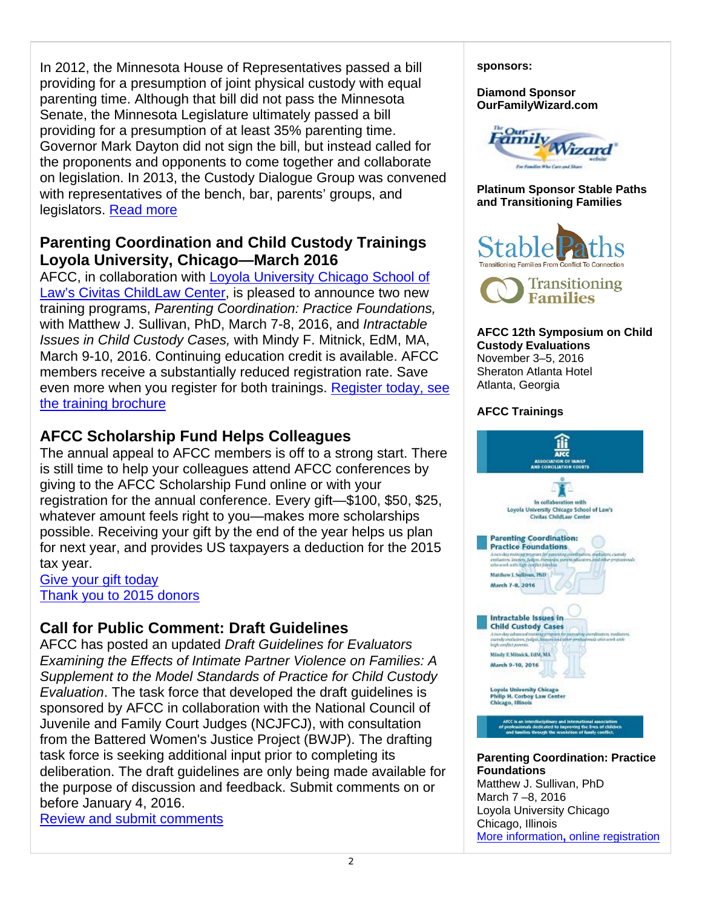In 2012, the Minnesota House of Representatives passed a bill providing for a presumption of joint physical custody with equal parenting time. Although that bill did not pass the Minnesota Senate, the Minnesota Legislature ultimately passed a bill providing for a presumption of at least 35% parenting time. Governor Mark Dayton did not sign the bill, but instead called for the proponents and opponents to come together and collaborate on legislation. In 2013, the Custody Dialogue Group was convened with representatives of the bench, bar, parents' groups, and legislators. Read more

## Parenting Coordination and Child Custody Trainings Loyola University, Chicago—March 2016

AFCC, in collaboration with Loyola University Chicago School of Law's Civitas ChildLaw Center, is pleased to announce two new training programs, *Parenting Coordination: Practice Foundations,* with Matthew J. Sullivan, PhD, March 7-8, 2016, and *Intractable Issues in Child Custody Cases,* with Mindy F. Mitnick, EdM, MA, March 9-10, 2016. Continuing education credit is available. AFCC members receive a substantially reduced registration rate. Save even more when you register for both trainings. Register today, see the training brochure

## AFCC Scholarship Fund Helps Colleagues

The annual appeal to AFCC members is off to a strong start. There is still time to help your colleagues attend AFCC conferences by giving to the AFCC Scholarship Fund online or with your registration for the annual conference. Every gift—$100, $50, $25, whatever amount feels right to you—makes more scholarships possible. Receiving your gift by the end of the year helps us plan for next year, and provides US taxpayers a deduction for the 2015 tax year.

Give your gift today
Thank you to 2015 donors

## Call for Public Comment: Draft Guidelines

AFCC has posted an updated *Draft Guidelines for Evaluators Examining the Effects of Intimate Partner Violence on Families: A Supplement to the Model Standards of Practice for Child Custody Evaluation*. The task force that developed the draft guidelines is sponsored by AFCC in collaboration with the National Council of Juvenile and Family Court Judges (NCJFCJ), with consultation from the Battered Women's Justice Project (BWJP). The drafting task force is seeking additional input prior to completing its deliberation. The draft guidelines are only being made available for the purpose of discussion and feedback. Submit comments on or before January 4, 2016.

Review and submit comments

**sponsors:**

**Diamond Sponsor OurFamilyWizard.com**

**Platinum Sponsor Stable Paths and Transitioning Families**

**AFCC 12th Symposium on Child Custody Evaluations**
November 3–5, 2016
Sheraton Atlanta Hotel
Atlanta, Georgia

**AFCC Trainings**

**Parenting Coordination: Practice Foundations**
Matthew J. Sullivan, PhD
March 7 –8, 2016
Loyola University Chicago
Chicago, Illinois
More information, online registration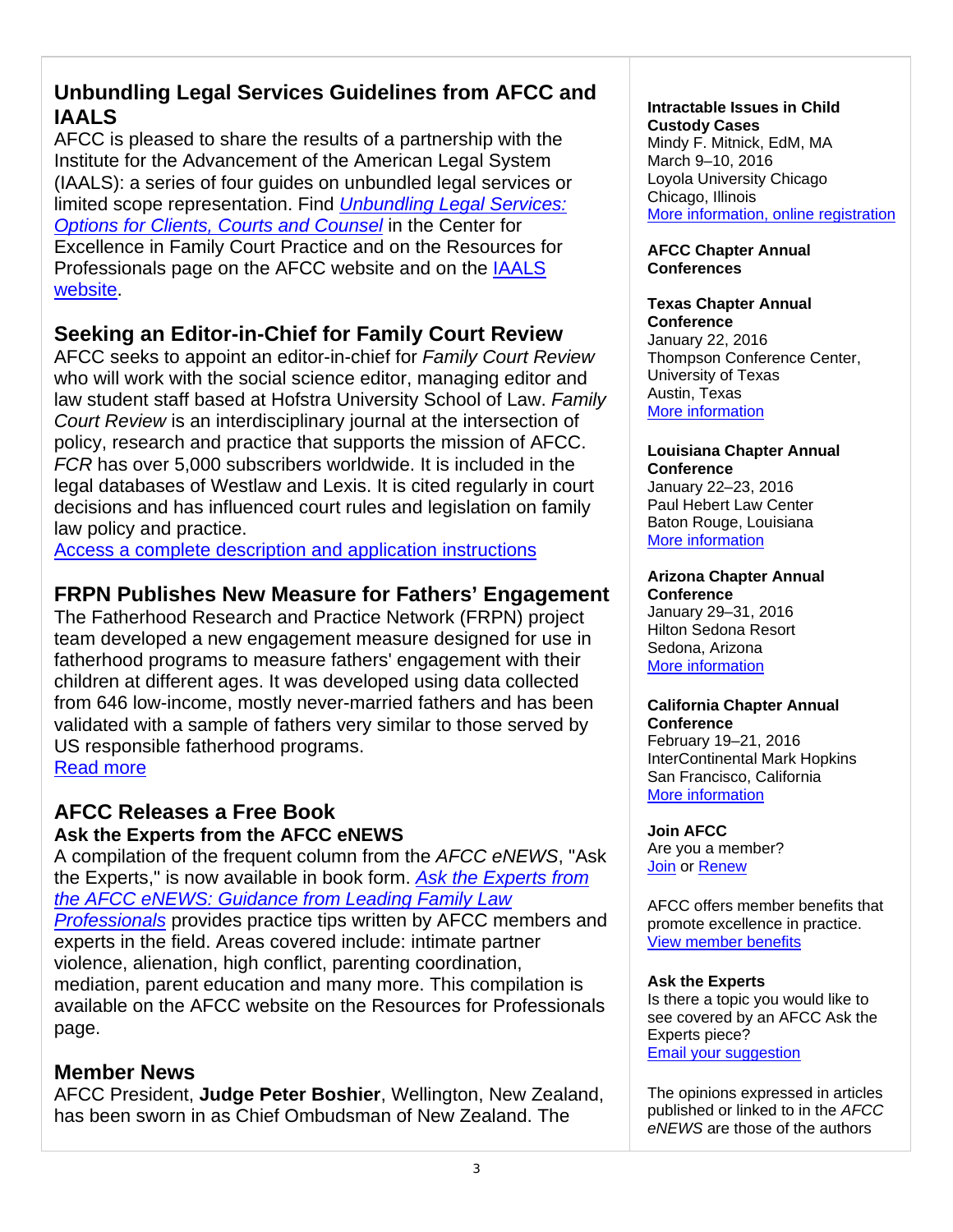## Unbundling Legal Services Guidelines from AFCC and IAALS

AFCC is pleased to share the results of a partnership with the Institute for the Advancement of the American Legal System (IAALS): a series of four guides on unbundled legal services or limited scope representation. Find *Unbundling Legal Services: Options for Clients, Courts and Counsel* in the Center for Excellence in Family Court Practice and on the Resources for Professionals page on the AFCC website and on the IAALS website.

## Seeking an Editor-in-Chief for Family Court Review

AFCC seeks to appoint an editor-in-chief for *Family Court Review* who will work with the social science editor, managing editor and law student staff based at Hofstra University School of Law. *Family Court Review* is an interdisciplinary journal at the intersection of policy, research and practice that supports the mission of AFCC. *FCR* has over 5,000 subscribers worldwide. It is included in the legal databases of Westlaw and Lexis. It is cited regularly in court decisions and has influenced court rules and legislation on family law policy and practice.
Access a complete description and application instructions

## FRPN Publishes New Measure for Fathers' Engagement

The Fatherhood Research and Practice Network (FRPN) project team developed a new engagement measure designed for use in fatherhood programs to measure fathers' engagement with their children at different ages. It was developed using data collected from 646 low-income, mostly never-married fathers and has been validated with a sample of fathers very similar to those served by US responsible fatherhood programs.
Read more

## AFCC Releases a Free Book

### Ask the Experts from the AFCC eNEWS

A compilation of the frequent column from the *AFCC eNEWS*, "Ask the Experts," is now available in book form. *Ask the Experts from the AFCC eNEWS: Guidance from Leading Family Law Professionals* provides practice tips written by AFCC members and experts in the field. Areas covered include: intimate partner violence, alienation, high conflict, parenting coordination, mediation, parent education and many more. This compilation is available on the AFCC website on the Resources for Professionals page.

## Member News

AFCC President, **Judge Peter Boshier**, Wellington, New Zealand, has been sworn in as Chief Ombudsman of New Zealand. The

**Intractable Issues in Child Custody Cases**
Mindy F. Mitnick, EdM, MA
March 9–10, 2016
Loyola University Chicago
Chicago, Illinois
More information, online registration

**AFCC Chapter Annual Conferences**

**Texas Chapter Annual Conference**
January 22, 2016
Thompson Conference Center, University of Texas
Austin, Texas
More information

**Louisiana Chapter Annual Conference**
January 22–23, 2016
Paul Hebert Law Center
Baton Rouge, Louisiana
More information

**Arizona Chapter Annual Conference**
January 29–31, 2016
Hilton Sedona Resort
Sedona, Arizona
More information

**California Chapter Annual Conference**
February 19–21, 2016
InterContinental Mark Hopkins
San Francisco, California
More information

**Join AFCC**
Are you a member?
Join or Renew

AFCC offers member benefits that promote excellence in practice.
View member benefits

**Ask the Experts**
Is there a topic you would like to see covered by an AFCC Ask the Experts piece?
Email your suggestion

The opinions expressed in articles published or linked to in the *AFCC eNEWS* are those of the authors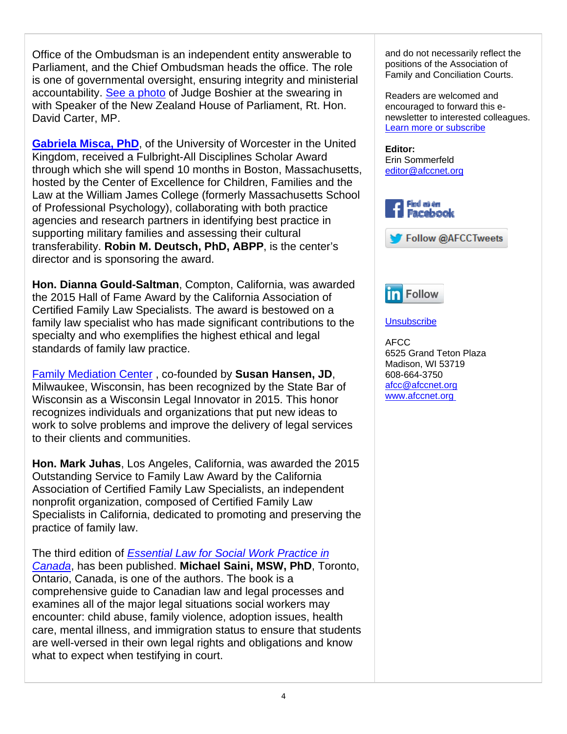Office of the Ombudsman is an independent entity answerable to Parliament, and the Chief Ombudsman heads the office. The role is one of governmental oversight, ensuring integrity and ministerial accountability. See a photo of Judge Boshier at the swearing in with Speaker of the New Zealand House of Parliament, Rt. Hon. David Carter, MP.

**Gabriela Misca, PhD**, of the University of Worcester in the United Kingdom, received a Fulbright-All Disciplines Scholar Award through which she will spend 10 months in Boston, Massachusetts, hosted by the Center of Excellence for Children, Families and the Law at the William James College (formerly Massachusetts School of Professional Psychology), collaborating with both practice agencies and research partners in identifying best practice in supporting military families and assessing their cultural transferability. **Robin M. Deutsch, PhD, ABPP**, is the center's director and is sponsoring the award.

**Hon. Dianna Gould-Saltman**, Compton, California, was awarded the 2015 Hall of Fame Award by the California Association of Certified Family Law Specialists. The award is bestowed on a family law specialist who has made significant contributions to the specialty and who exemplifies the highest ethical and legal standards of family law practice.

Family Mediation Center , co-founded by **Susan Hansen, JD**, Milwaukee, Wisconsin, has been recognized by the State Bar of Wisconsin as a Wisconsin Legal Innovator in 2015. This honor recognizes individuals and organizations that put new ideas to work to solve problems and improve the delivery of legal services to their clients and communities.

**Hon. Mark Juhas**, Los Angeles, California, was awarded the 2015 Outstanding Service to Family Law Award by the California Association of Certified Family Law Specialists, an independent nonprofit organization, composed of Certified Family Law Specialists in California, dedicated to promoting and preserving the practice of family law.

The third edition of *Essential Law for Social Work Practice in Canada*, has been published. **Michael Saini, MSW, PhD**, Toronto, Ontario, Canada, is one of the authors. The book is a comprehensive guide to Canadian law and legal processes and examines all of the major legal situations social workers may encounter: child abuse, family violence, adoption issues, health care, mental illness, and immigration status to ensure that students are well-versed in their own legal rights and obligations and know what to expect when testifying in court.

and do not necessarily reflect the positions of the Association of Family and Conciliation Courts.

Readers are welcomed and encouraged to forward this e-newsletter to interested colleagues. Learn more or subscribe

**Editor:**
Erin Sommerfeld
editor@afccnet.org

Find us on Facebook

Follow @AFCCTweets

Follow

Unsubscribe

AFCC
6525 Grand Teton Plaza
Madison, WI 53719
608-664-3750
afcc@afccnet.org
www.afccnet.org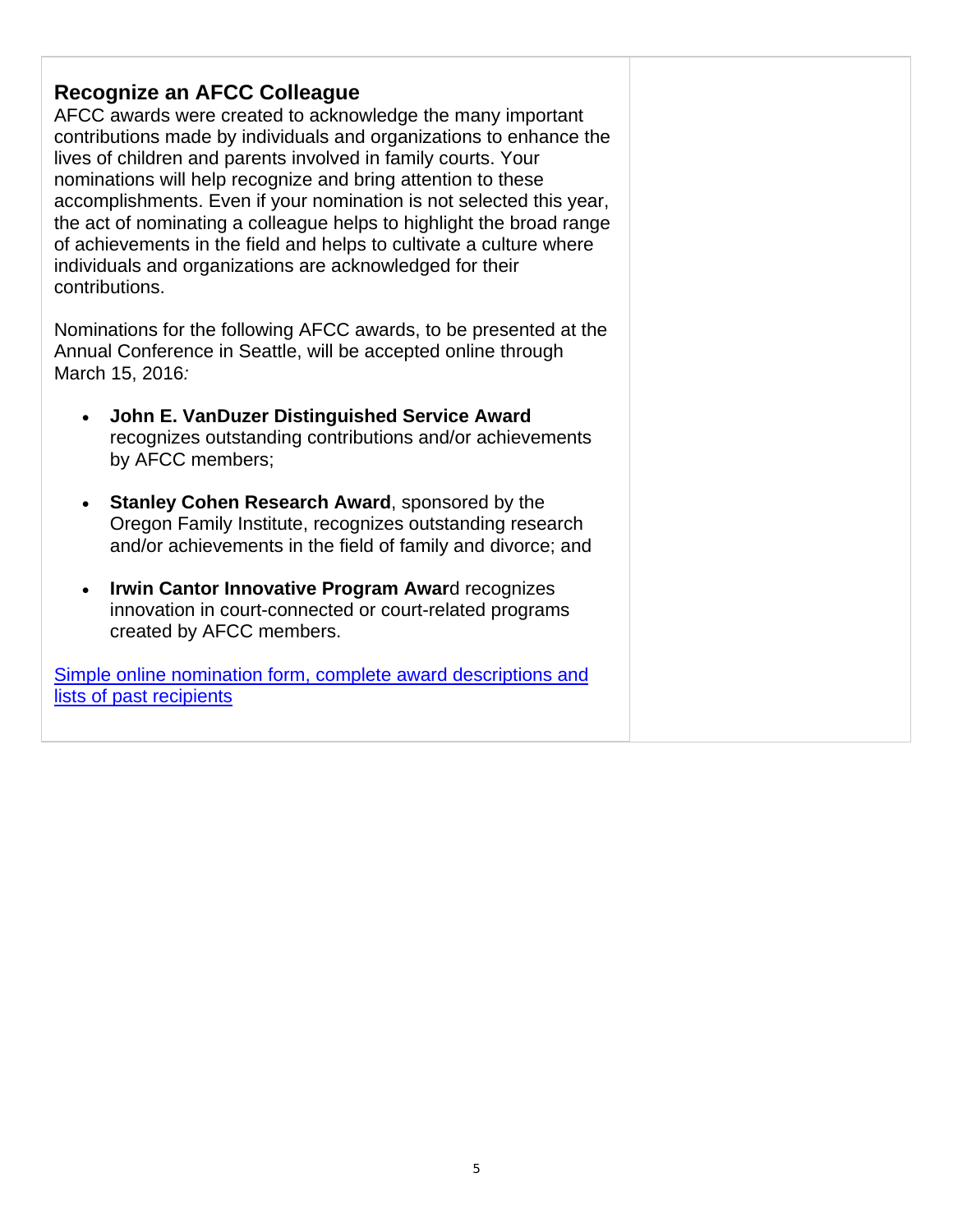## Recognize an AFCC Colleague

AFCC awards were created to acknowledge the many important contributions made by individuals and organizations to enhance the lives of children and parents involved in family courts. Your nominations will help recognize and bring attention to these accomplishments. Even if your nomination is not selected this year, the act of nominating a colleague helps to highlight the broad range of achievements in the field and helps to cultivate a culture where individuals and organizations are acknowledged for their contributions.

Nominations for the following AFCC awards, to be presented at the Annual Conference in Seattle, will be accepted online through March 15, 2016*:*

- **John E. VanDuzer Distinguished Service Award** recognizes outstanding contributions and/or achievements by AFCC members;
- **Stanley Cohen Research Award**, sponsored by the Oregon Family Institute, recognizes outstanding research and/or achievements in the field of family and divorce; and
- **Irwin Cantor Innovative Program Awar**d recognizes innovation in court-connected or court-related programs created by AFCC members.

Simple online nomination form, complete award descriptions and lists of past recipients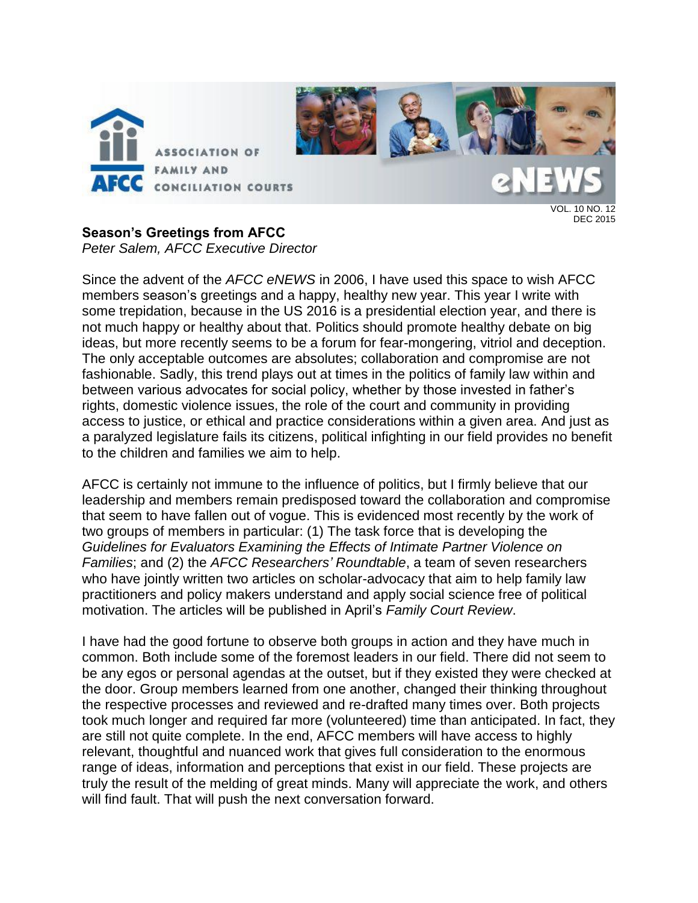## Season's Greetings from AFCC

*Peter Salem, AFCC Executive Director*

Since the advent of the *AFCC eNEWS* in 2006, I have used this space to wish AFCC members season's greetings and a happy, healthy new year. This year I write with some trepidation, because in the US 2016 is a presidential election year, and there is not much happy or healthy about that. Politics should promote healthy debate on big ideas, but more recently seems to be a forum for fear-mongering, vitriol and deception. The only acceptable outcomes are absolutes; collaboration and compromise are not fashionable. Sadly, this trend plays out at times in the politics of family law within and between various advocates for social policy, whether by those invested in father's rights, domestic violence issues, the role of the court and community in providing access to justice, or ethical and practice considerations within a given area. And just as a paralyzed legislature fails its citizens, political infighting in our field provides no benefit to the children and families we aim to help.

AFCC is certainly not immune to the influence of politics, but I firmly believe that our leadership and members remain predisposed toward the collaboration and compromise that seem to have fallen out of vogue. This is evidenced most recently by the work of two groups of members in particular: (1) The task force that is developing the *Guidelines for Evaluators Examining the Effects of Intimate Partner Violence on Families*; and (2) the *AFCC Researchers' Roundtable*, a team of seven researchers who have jointly written two articles on scholar-advocacy that aim to help family law practitioners and policy makers understand and apply social science free of political motivation. The articles will be published in April's *Family Court Review*.

I have had the good fortune to observe both groups in action and they have much in common. Both include some of the foremost leaders in our field. There did not seem to be any egos or personal agendas at the outset, but if they existed they were checked at the door. Group members learned from one another, changed their thinking throughout the respective processes and reviewed and re-drafted many times over. Both projects took much longer and required far more (volunteered) time than anticipated. In fact, they are still not quite complete. In the end, AFCC members will have access to highly relevant, thoughtful and nuanced work that gives full consideration to the enormous range of ideas, information and perceptions that exist in our field. These projects are truly the result of the melding of great minds. Many will appreciate the work, and others will find fault. That will push the next conversation forward.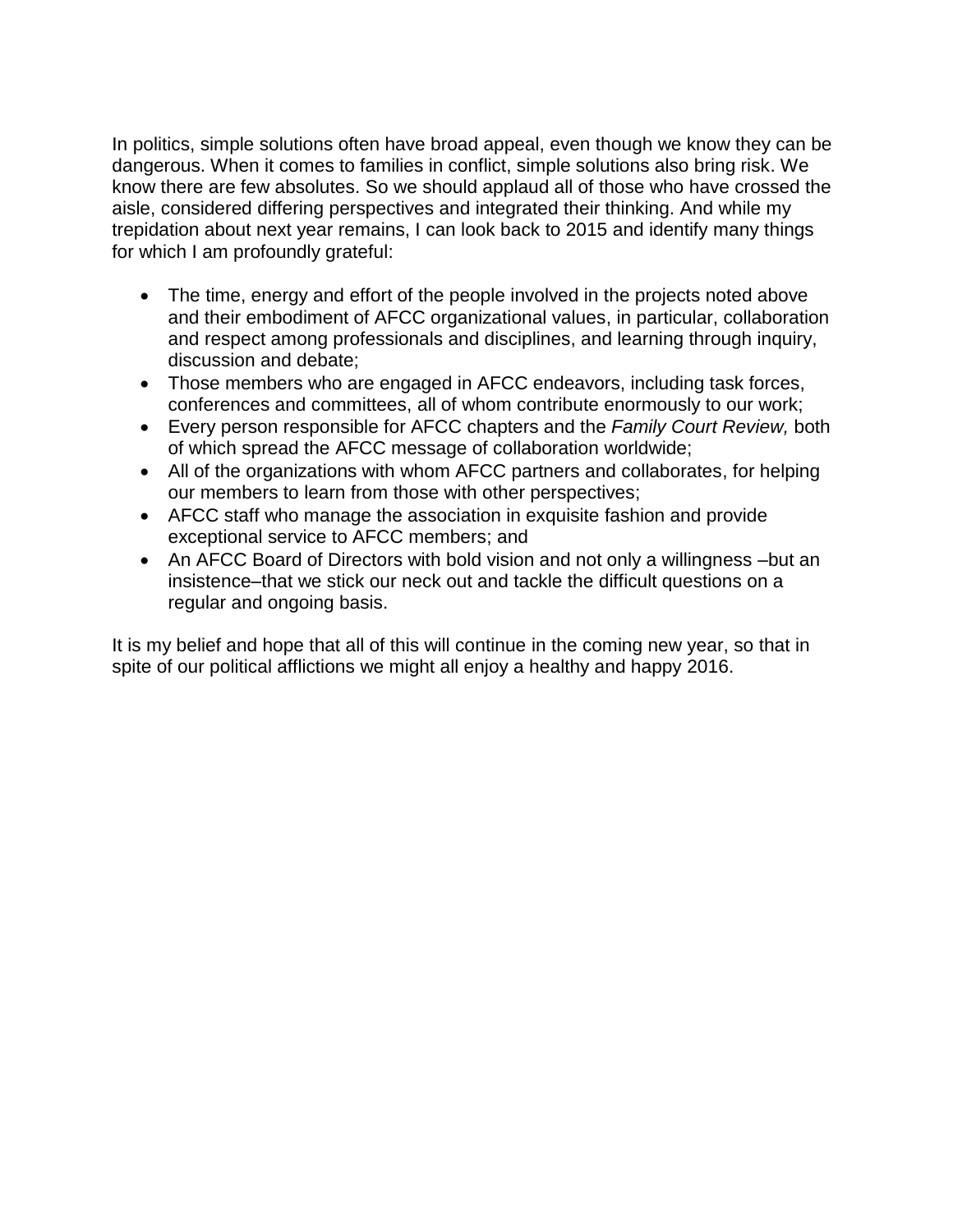In politics, simple solutions often have broad appeal, even though we know they can be dangerous. When it comes to families in conflict, simple solutions also bring risk. We know there are few absolutes. So we should applaud all of those who have crossed the aisle, considered differing perspectives and integrated their thinking. And while my trepidation about next year remains, I can look back to 2015 and identify many things for which I am profoundly grateful:

- The time, energy and effort of the people involved in the projects noted above and their embodiment of AFCC organizational values, in particular, collaboration and respect among professionals and disciplines, and learning through inquiry, discussion and debate;
- Those members who are engaged in AFCC endeavors, including task forces, conferences and committees, all of whom contribute enormously to our work;
- Every person responsible for AFCC chapters and the *Family Court Review,* both of which spread the AFCC message of collaboration worldwide;
- All of the organizations with whom AFCC partners and collaborates, for helping our members to learn from those with other perspectives;
- AFCC staff who manage the association in exquisite fashion and provide exceptional service to AFCC members; and
- An AFCC Board of Directors with bold vision and not only a willingness –but an insistence–that we stick our neck out and tackle the difficult questions on a regular and ongoing basis.

It is my belief and hope that all of this will continue in the coming new year, so that in spite of our political afflictions we might all enjoy a healthy and happy 2016.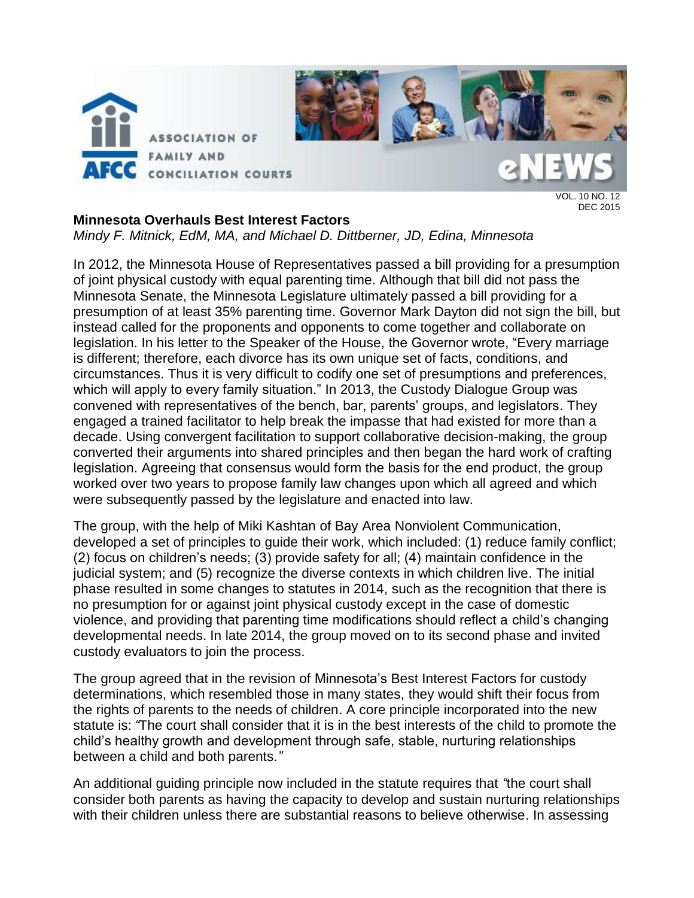## Minnesota Overhauls Best Interest Factors

*Mindy F. Mitnick, EdM, MA, and Michael D. Dittberner, JD, Edina, Minnesota*

In 2012, the Minnesota House of Representatives passed a bill providing for a presumption of joint physical custody with equal parenting time. Although that bill did not pass the Minnesota Senate, the Minnesota Legislature ultimately passed a bill providing for a presumption of at least 35% parenting time. Governor Mark Dayton did not sign the bill, but instead called for the proponents and opponents to come together and collaborate on legislation. In his letter to the Speaker of the House, the Governor wrote, "Every marriage is different; therefore, each divorce has its own unique set of facts, conditions, and circumstances. Thus it is very difficult to codify one set of presumptions and preferences, which will apply to every family situation." In 2013, the Custody Dialogue Group was convened with representatives of the bench, bar, parents' groups, and legislators. They engaged a trained facilitator to help break the impasse that had existed for more than a decade. Using convergent facilitation to support collaborative decision-making, the group converted their arguments into shared principles and then began the hard work of crafting legislation. Agreeing that consensus would form the basis for the end product, the group worked over two years to propose family law changes upon which all agreed and which were subsequently passed by the legislature and enacted into law.

The group, with the help of Miki Kashtan of Bay Area Nonviolent Communication, developed a set of principles to guide their work, which included: (1) reduce family conflict; (2) focus on children's needs; (3) provide safety for all; (4) maintain confidence in the judicial system; and (5) recognize the diverse contexts in which children live. The initial phase resulted in some changes to statutes in 2014, such as the recognition that there is no presumption for or against joint physical custody except in the case of domestic violence, and providing that parenting time modifications should reflect a child's changing developmental needs. In late 2014, the group moved on to its second phase and invited custody evaluators to join the process.

The group agreed that in the revision of Minnesota's Best Interest Factors for custody determinations, which resembled those in many states, they would shift their focus from the rights of parents to the needs of children. A core principle incorporated into the new statute is: *"*The court shall consider that it is in the best interests of the child to promote the child's healthy growth and development through safe, stable, nurturing relationships between a child and both parents.*"*

An additional guiding principle now included in the statute requires that *"*the court shall consider both parents as having the capacity to develop and sustain nurturing relationships with their children unless there are substantial reasons to believe otherwise. In assessing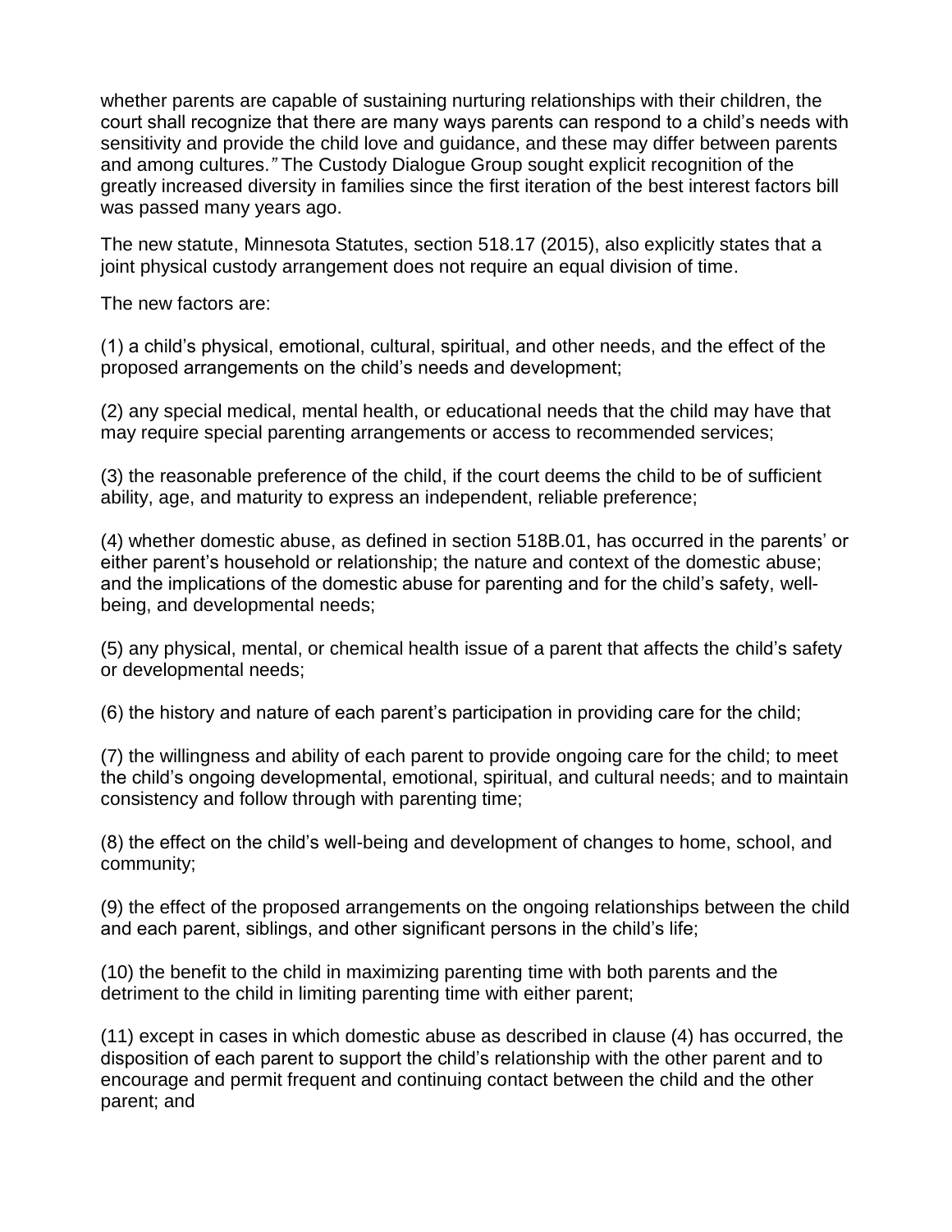whether parents are capable of sustaining nurturing relationships with their children, the court shall recognize that there are many ways parents can respond to a child's needs with sensitivity and provide the child love and guidance, and these may differ between parents and among cultures.*"* The Custody Dialogue Group sought explicit recognition of the greatly increased diversity in families since the first iteration of the best interest factors bill was passed many years ago.

The new statute, Minnesota Statutes, section 518.17 (2015), also explicitly states that a joint physical custody arrangement does not require an equal division of time.

The new factors are:

(1) a child's physical, emotional, cultural, spiritual, and other needs, and the effect of the proposed arrangements on the child's needs and development;

(2) any special medical, mental health, or educational needs that the child may have that may require special parenting arrangements or access to recommended services;

(3) the reasonable preference of the child, if the court deems the child to be of sufficient ability, age, and maturity to express an independent, reliable preference;

(4) whether domestic abuse, as defined in section 518B.01, has occurred in the parents' or either parent's household or relationship; the nature and context of the domestic abuse; and the implications of the domestic abuse for parenting and for the child's safety, well-being, and developmental needs;

(5) any physical, mental, or chemical health issue of a parent that affects the child's safety or developmental needs;

(6) the history and nature of each parent's participation in providing care for the child;

(7) the willingness and ability of each parent to provide ongoing care for the child; to meet the child's ongoing developmental, emotional, spiritual, and cultural needs; and to maintain consistency and follow through with parenting time;

(8) the effect on the child's well-being and development of changes to home, school, and community;

(9) the effect of the proposed arrangements on the ongoing relationships between the child and each parent, siblings, and other significant persons in the child's life;

(10) the benefit to the child in maximizing parenting time with both parents and the detriment to the child in limiting parenting time with either parent;

(11) except in cases in which domestic abuse as described in clause (4) has occurred, the disposition of each parent to support the child's relationship with the other parent and to encourage and permit frequent and continuing contact between the child and the other parent; and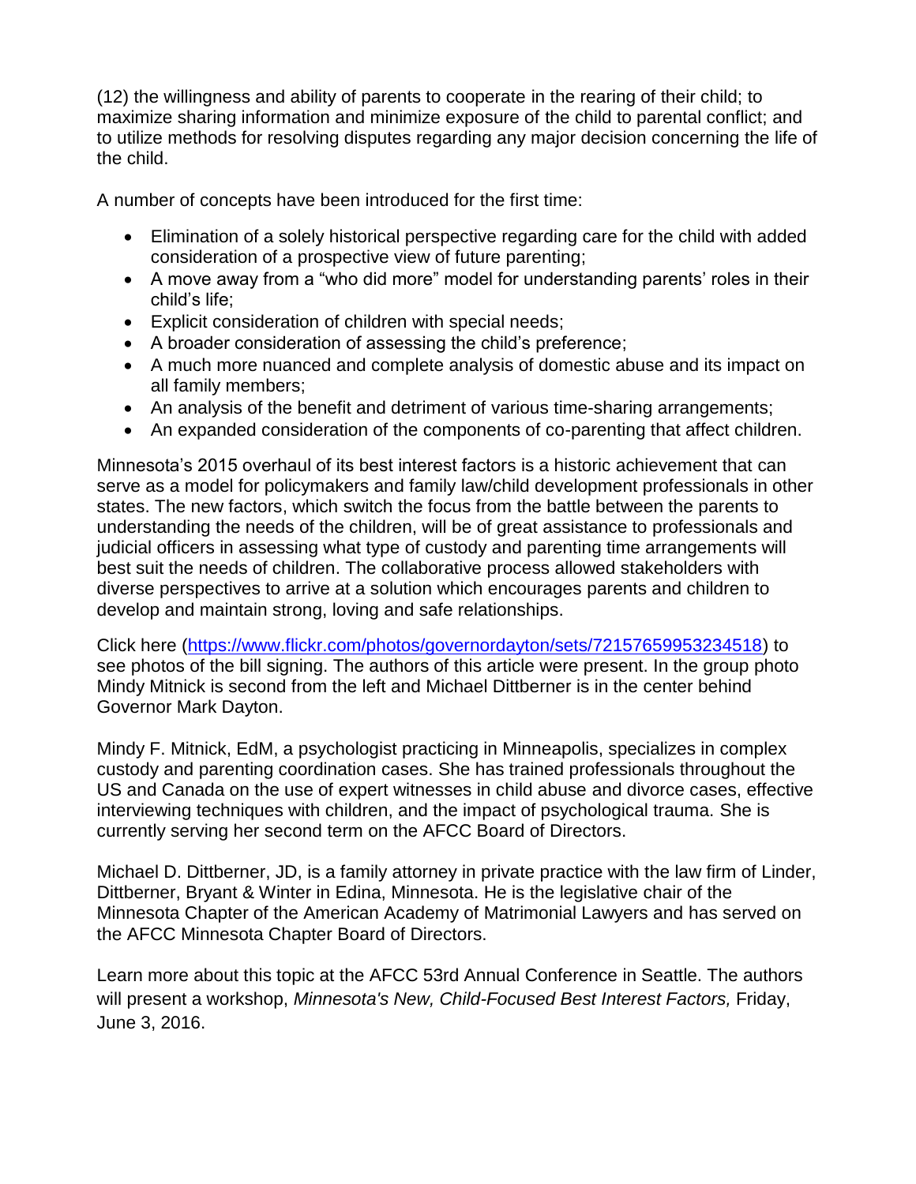(12) the willingness and ability of parents to cooperate in the rearing of their child; to maximize sharing information and minimize exposure of the child to parental conflict; and to utilize methods for resolving disputes regarding any major decision concerning the life of the child.

A number of concepts have been introduced for the first time:

- Elimination of a solely historical perspective regarding care for the child with added consideration of a prospective view of future parenting;
- A move away from a "who did more" model for understanding parents' roles in their child's life;
- Explicit consideration of children with special needs;
- A broader consideration of assessing the child's preference;
- A much more nuanced and complete analysis of domestic abuse and its impact on all family members;
- An analysis of the benefit and detriment of various time-sharing arrangements;
- An expanded consideration of the components of co-parenting that affect children.

Minnesota's 2015 overhaul of its best interest factors is a historic achievement that can serve as a model for policymakers and family law/child development professionals in other states. The new factors, which switch the focus from the battle between the parents to understanding the needs of the children, will be of great assistance to professionals and judicial officers in assessing what type of custody and parenting time arrangements will best suit the needs of children. The collaborative process allowed stakeholders with diverse perspectives to arrive at a solution which encourages parents and children to develop and maintain strong, loving and safe relationships.

Click here (https://www.flickr.com/photos/governordayton/sets/72157659953234518) to see photos of the bill signing. The authors of this article were present. In the group photo Mindy Mitnick is second from the left and Michael Dittberner is in the center behind Governor Mark Dayton.

Mindy F. Mitnick, EdM, a psychologist practicing in Minneapolis, specializes in complex custody and parenting coordination cases. She has trained professionals throughout the US and Canada on the use of expert witnesses in child abuse and divorce cases, effective interviewing techniques with children, and the impact of psychological trauma. She is currently serving her second term on the AFCC Board of Directors.

Michael D. Dittberner, JD, is a family attorney in private practice with the law firm of Linder, Dittberner, Bryant & Winter in Edina, Minnesota. He is the legislative chair of the Minnesota Chapter of the American Academy of Matrimonial Lawyers and has served on the AFCC Minnesota Chapter Board of Directors.

Learn more about this topic at the AFCC 53rd Annual Conference in Seattle. The authors will present a workshop, *Minnesota's New, Child-Focused Best Interest Factors,* Friday, June 3, 2016.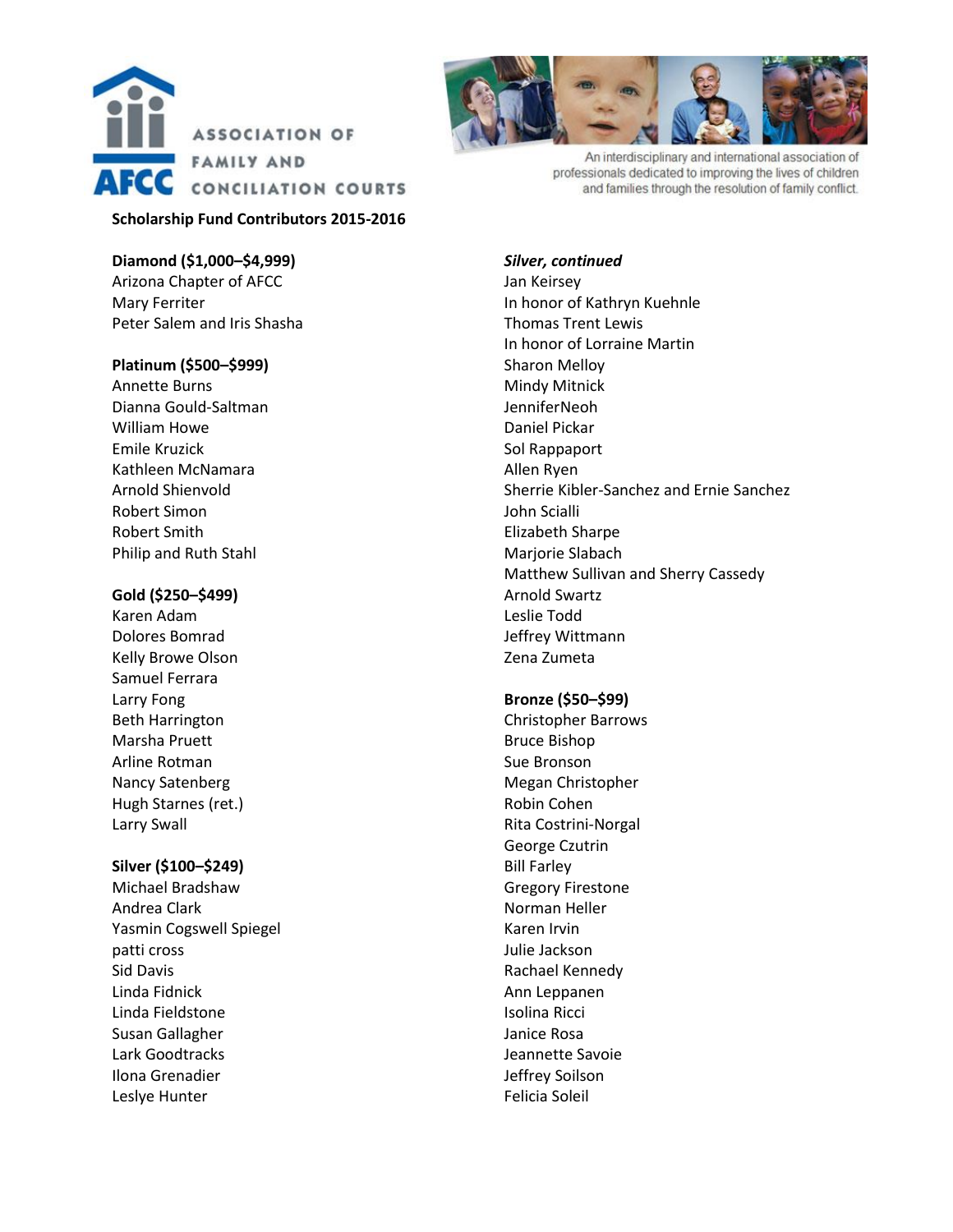ASSOCIATION OF FAMILY AND CONCILIATION COURTS

An interdisciplinary and international association of professionals dedicated to improving the lives of children and families through the resolution of family conflict.

**Scholarship Fund Contributors 2015-2016**

**Diamond ($1,000–$4,999)**
Arizona Chapter of AFCC
Mary Ferriter
Peter Salem and Iris Shasha

**Platinum ($500–$999)**
Annette Burns
Dianna Gould-Saltman
William Howe
Emile Kruzick
Kathleen McNamara
Arnold Shienvold
Robert Simon
Robert Smith
Philip and Ruth Stahl

**Gold ($250–$499)**
Karen Adam
Dolores Bomrad
Kelly Browe Olson
Samuel Ferrara
Larry Fong
Beth Harrington
Marsha Pruett
Arline Rotman
Nancy Satenberg
Hugh Starnes (ret.)
Larry Swall

**Silver ($100–$249)**
Michael Bradshaw
Andrea Clark
Yasmin Cogswell Spiegel
patti cross
Sid Davis
Linda Fidnick
Linda Fieldstone
Susan Gallagher
Lark Goodtracks
Ilona Grenadier
Leslye Hunter

***Silver, continued***
Jan Keirsey
In honor of Kathryn Kuehnle
Thomas Trent Lewis
In honor of Lorraine Martin
Sharon Melloy
Mindy Mitnick
JenniferNeoh
Daniel Pickar
Sol Rappaport
Allen Ryen
Sherrie Kibler-Sanchez and Ernie Sanchez
John Scialli
Elizabeth Sharpe
Marjorie Slabach
Matthew Sullivan and Sherry Cassedy
Arnold Swartz
Leslie Todd
Jeffrey Wittmann
Zena Zumeta

**Bronze ($50–$99)**
Christopher Barrows
Bruce Bishop
Sue Bronson
Megan Christopher
Robin Cohen
Rita Costrini-Norgal
George Czutrin
Bill Farley
Gregory Firestone
Norman Heller
Karen Irvin
Julie Jackson
Rachael Kennedy
Ann Leppanen
Isolina Ricci
Janice Rosa
Jeannette Savoie
Jeffrey Soilson
Felicia Soleil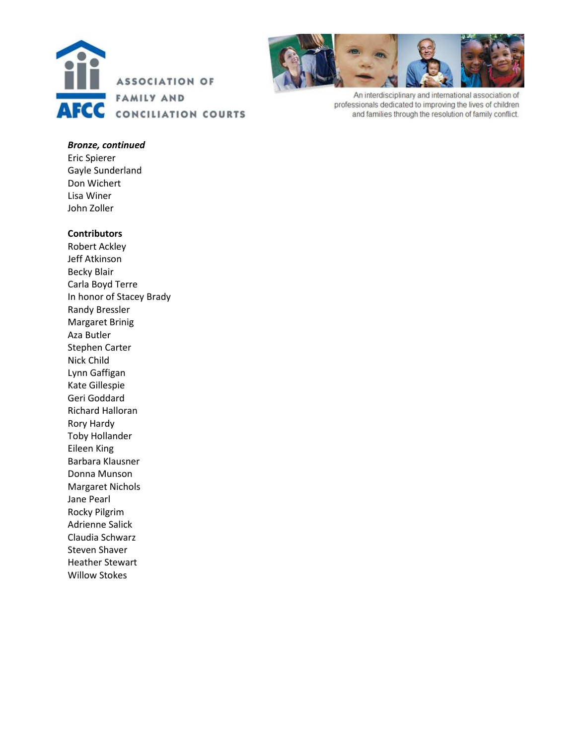***Bronze, continued***

Eric Spierer
Gayle Sunderland
Don Wichert
Lisa Winer
John Zoller

**Contributors**

Robert Ackley
Jeff Atkinson
Becky Blair
Carla Boyd Terre
In honor of Stacey Brady
Randy Bressler
Margaret Brinig
Aza Butler
Stephen Carter
Nick Child
Lynn Gaffigan
Kate Gillespie
Geri Goddard
Richard Halloran
Rory Hardy
Toby Hollander
Eileen King
Barbara Klausner
Donna Munson
Margaret Nichols
Jane Pearl
Rocky Pilgrim
Adrienne Salick
Claudia Schwarz
Steven Shaver
Heather Stewart
Willow Stokes